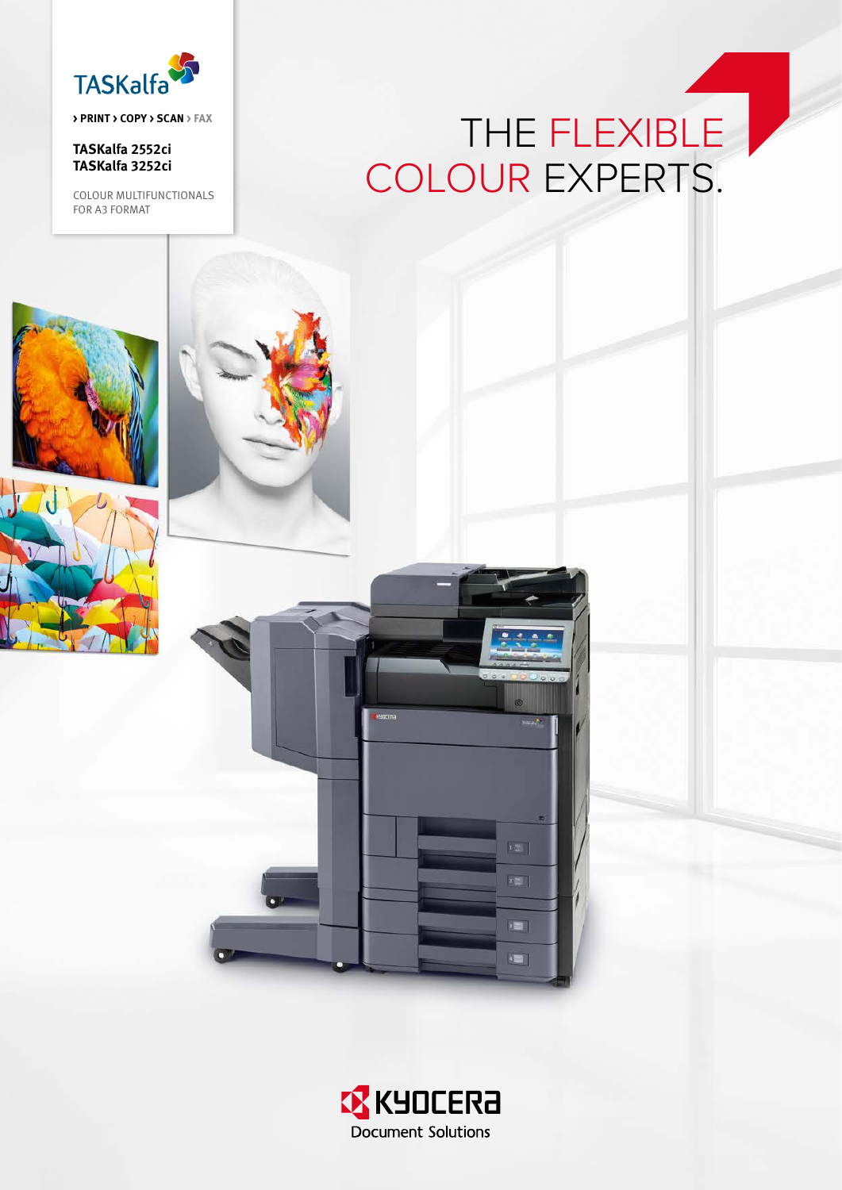TASKalfa

› PRINT › COPY › SCAN › FAX

**TASKalfa 2552ci**
**TASKalfa 3252ci**

COLOUR MULTIFUNCTIONALS FOR A3 FORMAT

# THE FLEXIBLE COLOUR EXPERTS.

KYOCERA
Document Solutions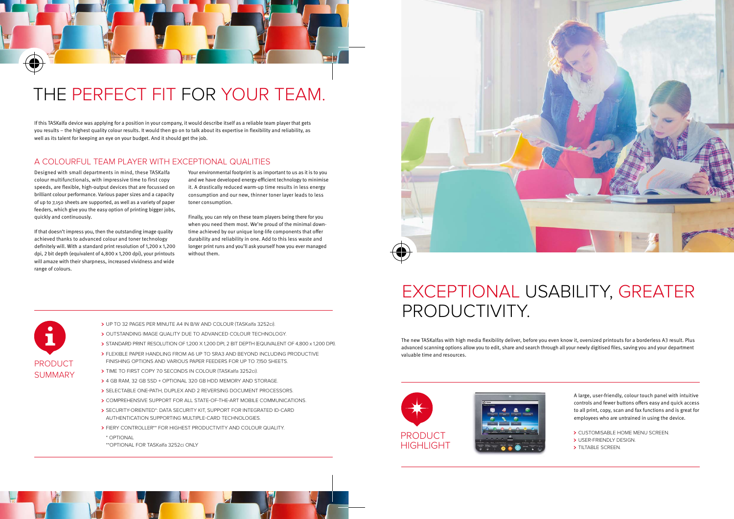# THE PERFECT FIT FOR YOUR TEAM.

If this TASKalfa device was applying for a position in your company, it would describe itself as a reliable team player that gets you results – the highest quality colour results. It would then go on to talk about its expertise in flexibility and reliability, as well as its talent for keeping an eye on your budget. And it should get the job.

## A COLOURFUL TEAM PLAYER WITH EXCEPTIONAL QUALITIES

Designed with small departments in mind, these TASKalfa colour multifunctionals, with impressive time to first copy speeds, are flexible, high-output devices that are focussed on brilliant colour performance. Various paper sizes and a capacity of up to 7,150 sheets are supported, as well as a variety of paper feeders, which give you the easy option of printing bigger jobs, quickly and continuously.

If that doesn't impress you, then the outstanding image quality achieved thanks to advanced colour and toner technology definitely will. With a standard print resolution of 1,200 x 1,200 dpi, 2 bit depth (equivalent of 4,800 x 1,200 dpi), your printouts will amaze with their sharpness, increased vividness and wide range of colours.

Your environmental footprint is as important to us as it is to you and we have developed energy-efficient technology to minimise it. A drastically reduced warm-up time results in less energy consumption and our new, thinner toner layer leads to less toner consumption.

Finally, you can rely on these team players being there for you when you need them most. We're proud of the minimal down-time achieved by our unique long-life components that offer durability and reliability in one. Add to this less waste and longer print runs and you'll ask yourself how you ever managed without them.

### PRODUCT SUMMARY

- UP TO 32 PAGES PER MINUTE A4 IN B/W AND COLOUR (TASKalfa 3252ci).
- OUTSTANDING IMAGE QUALITY DUE TO ADVANCED COLOUR TECHNOLOGY.
- STANDARD PRINT RESOLUTION OF 1,200 X 1,200 DPI, 2 BIT DEPTH (EQUIVALENT OF 4,800 x 1,200 DPI).
- FLEXIBLE PAPER HANDLING FROM A6 UP TO SRA3 AND BEYOND INCLUDING PRODUCTIVE FINISHING OPTIONS AND VARIOUS PAPER FEEDERS FOR UP TO 7,150 SHEETS.
- TIME TO FIRST COPY 7.0 SECONDS IN COLOUR (TASKalfa 3252ci).
- 4 GB RAM, 32 GB SSD + OPTIONAL 320 GB HDD MEMORY AND STORAGE.
- SELECTABLE ONE-PATH, DUPLEX AND 2 REVERSING DOCUMENT PROCESSORS.
- COMPREHENSIVE SUPPORT FOR ALL STATE-OF-THE-ART MOBILE COMMUNICATIONS.
- SECURITY-ORIENTED*: DATA SECURITY KIT, SUPPORT FOR INTEGRATED ID-CARD AUTHENTICATION SUPPORTING MULTIPLE-CARD TECHNOLOGIES.
- FIERY CONTROLLER** FOR HIGHEST PRODUCTIVITY AND COLOUR QUALITY.

\* OPTIONAL
\*\*OPTIONAL FOR TASKalfa 3252ci ONLY

# EXCEPTIONAL USABILITY, GREATER PRODUCTIVITY.

The new TASKalfas with high media flexibility deliver, before you even know it, oversized printouts for a borderless A3 result. Plus advanced scanning options allow you to edit, share and search through all your newly digitised files, saving you and your department valuable time and resources.

### PRODUCT HIGHLIGHT

A large, user-friendly, colour touch panel with intuitive controls and fewer buttons offers easy and quick access to all print, copy, scan and fax functions and is great for employees who are untrained in using the device.

- CUSTOMISABLE HOME MENU SCREEN.
- USER-FRIENDLY DESIGN.
- TILTABLE SCREEN.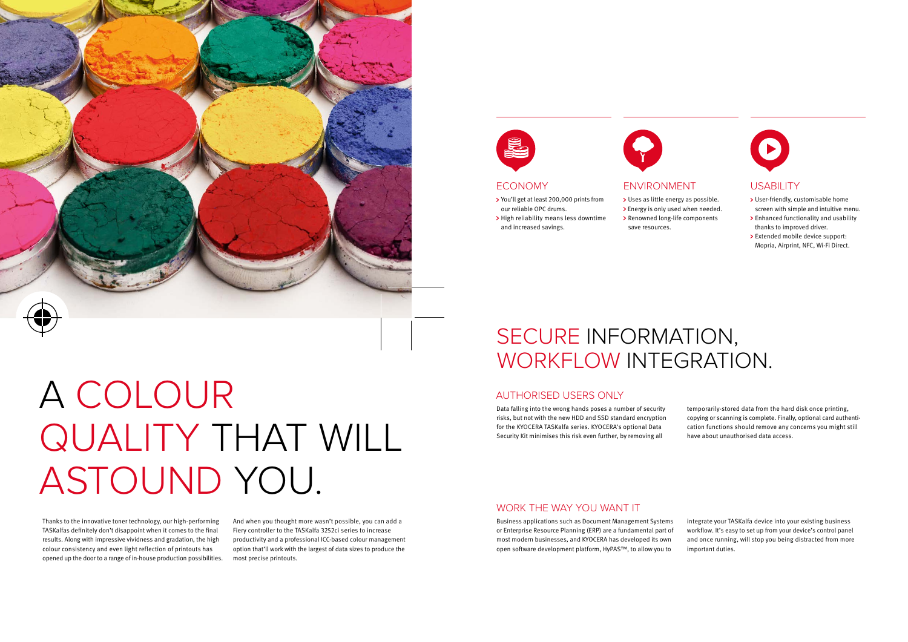# A COLOUR QUALITY THAT WILL ASTOUND YOU.

Thanks to the innovative toner technology, our high-performing TASKalfas definitely don't disappoint when it comes to the final results. Along with impressive vividness and gradation, the high colour consistency and even light reflection of printouts has opened up the door to a range of in-house production possibilities.

And when you thought more wasn't possible, you can add a Fiery controller to the TASKalfa 3252ci series to increase productivity and a professional ICC-based colour management option that'll work with the largest of data sizes to produce the most precise printouts.

## ECONOMY

- You'll get at least 200,000 prints from our reliable OPC drums.
- High reliability means less downtime and increased savings.

## ENVIRONMENT

- Uses as little energy as possible.
- Energy is only used when needed.
- Renowned long-life components save resources.

## USABILITY

- User-friendly, customisable home screen with simple and intuitive menu.
- Enhanced functionality and usability thanks to improved driver.
- Extended mobile device support: Mopria, Airprint, NFC, Wi-Fi Direct.

# SECURE INFORMATION, WORKFLOW INTEGRATION.

## AUTHORISED USERS ONLY

Data falling into the wrong hands poses a number of security risks, but not with the new HDD and SSD standard encryption for the KYOCERA TASKalfa series. KYOCERA's optional Data Security Kit minimises this risk even further, by removing all temporarily-stored data from the hard disk once printing, copying or scanning is complete. Finally, optional card authentication functions should remove any concerns you might still have about unauthorised data access.

## WORK THE WAY YOU WANT IT

Business applications such as Document Management Systems or Enterprise Resource Planning (ERP) are a fundamental part of most modern businesses, and KYOCERA has developed its own open software development platform, HyPAS™, to allow you to integrate your TASKalfa device into your existing business workflow. It's easy to set up from your device's control panel and once running, will stop you being distracted from more important duties.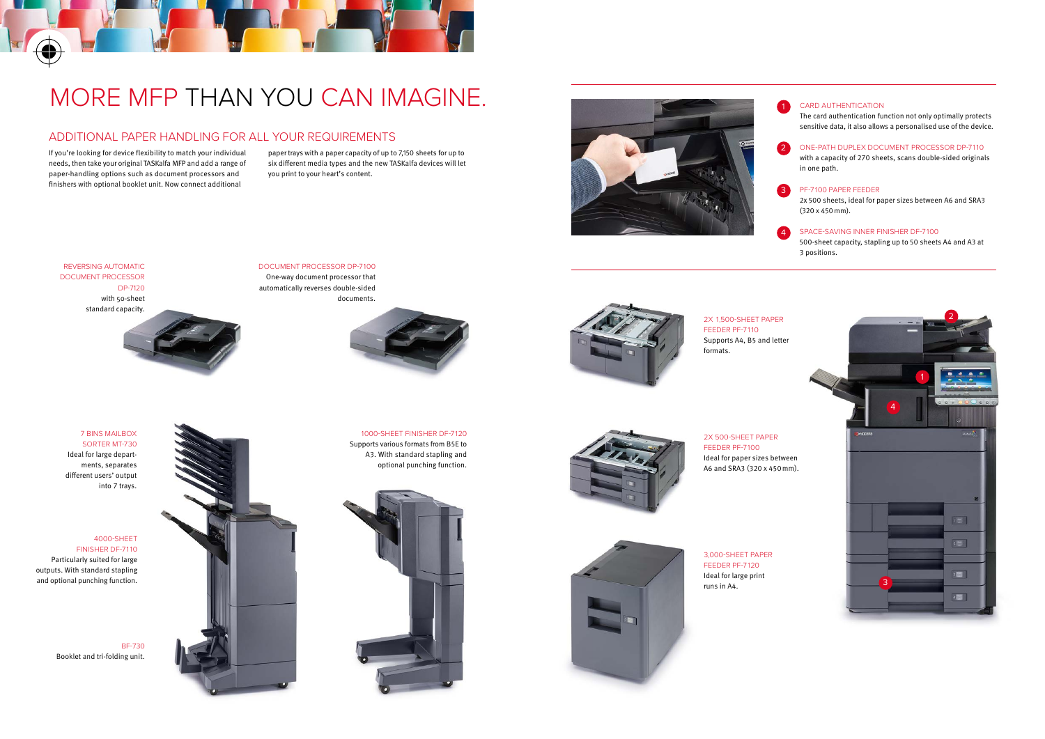# MORE MFP THAN YOU CAN IMAGINE.

## ADDITIONAL PAPER HANDLING FOR ALL YOUR REQUIREMENTS

If you're looking for device flexibility to match your individual needs, then take your original TASKalfa MFP and add a range of paper-handling options such as document processors and finishers with optional booklet unit. Now connect additional paper trays with a paper capacity of up to 7,150 sheets for up to six different media types and the new TASKalfa devices will let you print to your heart's content.

REVERSING AUTOMATIC DOCUMENT PROCESSOR DP-7120
with 50-sheet standard capacity.

DOCUMENT PROCESSOR DP-7100
One-way document processor that automatically reverses double-sided documents.

7 BINS MAILBOX SORTER MT-730
Ideal for large departments, separates different users' output into 7 trays.

4000-SHEET FINISHER DF-7110
Particularly suited for large outputs. With standard stapling and optional punching function.

BF-730
Booklet and tri-folding unit.

1000-SHEET FINISHER DF-7120
Supports various formats from B5E to A3. With standard stapling and optional punching function.

1. CARD AUTHENTICATION
The card authentication function not only optimally protects sensitive data, it also allows a personalised use of the device.

2. ONE-PATH DUPLEX DOCUMENT PROCESSOR DP-7110
with a capacity of 270 sheets, scans double-sided originals in one path.

3. PF-7100 PAPER FEEDER
2x 500 sheets, ideal for paper sizes between A6 and SRA3 (320 x 450 mm).

4. SPACE-SAVING INNER FINISHER DF-7100
500-sheet capacity, stapling up to 50 sheets A4 and A3 at 3 positions.

2X 1,500-SHEET PAPER FEEDER PF-7110
Supports A4, B5 and letter formats.

2X 500-SHEET PAPER FEEDER PF-7100
Ideal for paper sizes between A6 and SRA3 (320 x 450 mm).

3,000-SHEET PAPER FEEDER PF-7120
Ideal for large print runs in A4.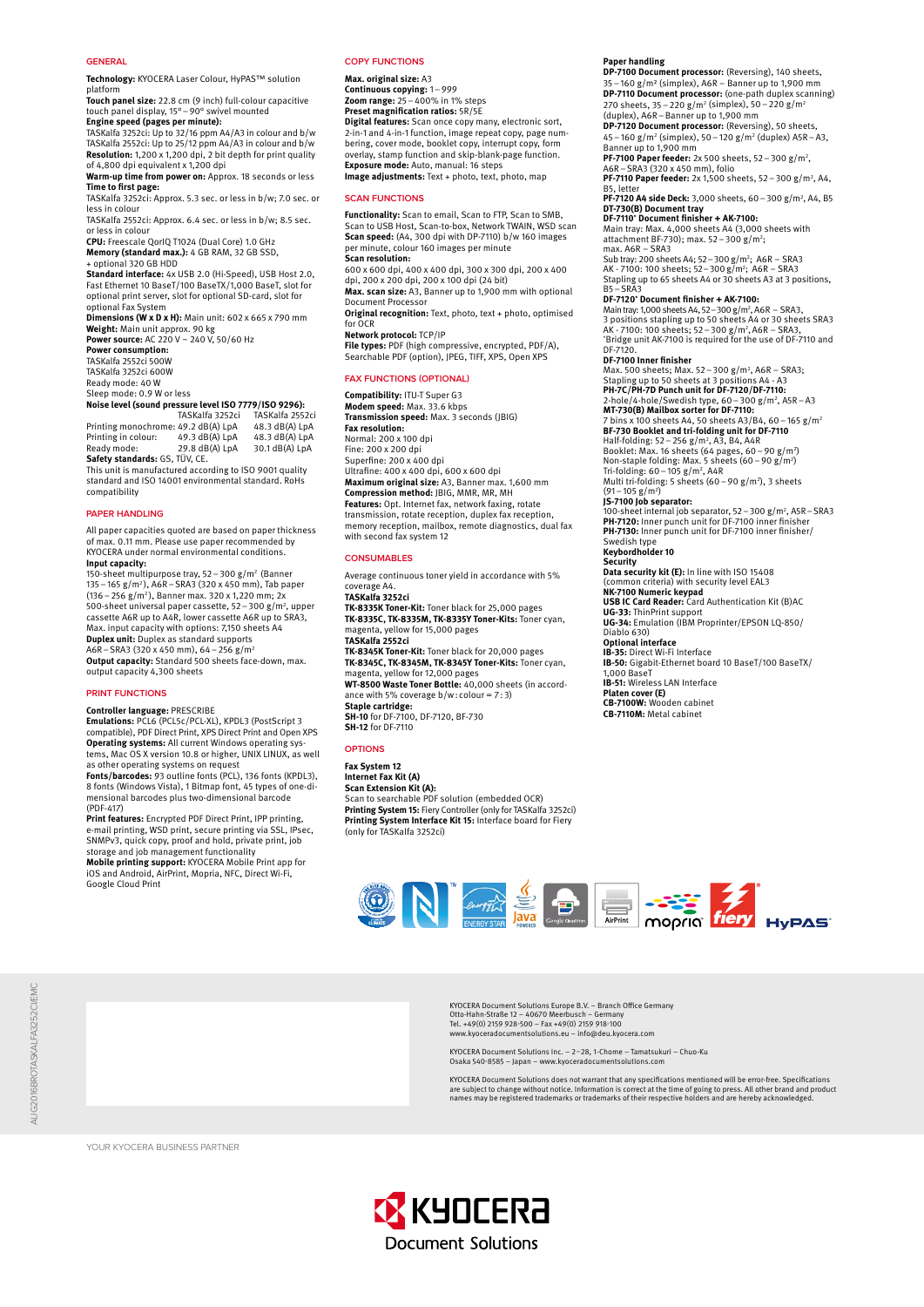## GENERAL

**Technology:** KYOCERA Laser Colour, HyPAS™ solution platform
**Touch panel size:** 22.8 cm (9 inch) full-colour capacitive touch panel display, 15°– 90° swivel mounted
**Engine speed (pages per minute):**
TASKalfa 3252ci: Up to 32/16 ppm A4/A3 in colour and b/w
TASKalfa 2552ci: Up to 25/12 ppm A4/A3 in colour and b/w
**Resolution:** 1,200 x 1,200 dpi, 2 bit depth for print quality of 4,800 dpi equivalent x 1,200 dpi
**Warm-up time from power on:** Approx. 18 seconds or less
**Time to first page:**
TASKalfa 3252ci: Approx. 5.3 sec. or less in b/w; 7.0 sec. or less in colour
TASKalfa 2552ci: Approx. 6.4 sec. or less in b/w; 8.5 sec. or less in colour
**CPU:** Freescale QorIQ T1024 (Dual Core) 1.0 GHz
**Memory (standard max.):** 4 GB RAM, 32 GB SSD, + optional 320 GB HDD
**Standard interface:** 4x USB 2.0 (Hi-Speed), USB Host 2.0, Fast Ethernet 10 BaseT/100 BaseTX/1,000 BaseT, slot for optional print server, slot for optional SD-card, slot for optional Fax System
**Dimensions (W x D x H):** Main unit: 602 x 665 x 790 mm
**Weight:** Main unit approx. 90 kg
**Power source:** AC 220 V ~ 240 V, 50/60 Hz
**Power consumption:**
TASKalfa 2552ci 500W
TASKalfa 3252ci 600W
Ready mode: 40 W
Sleep mode: 0.9 W or less
**Noise level (sound pressure level ISO 7779/ISO 9296):**

| | TASKalfa 3252ci | TASKalfa 2552ci |
|---|---|---|
| Printing monochrome: | 49.2 dB(A) LpA | 48.3 dB(A) LpA |
| Printing in colour: | 49.3 dB(A) LpA | 48.3 dB(A) LpA |
| Ready mode: | 29.8 dB(A) LpA | 30.1 dB(A) LpA |

**Safety standards:** GS, TÜV, CE.
This unit is manufactured according to ISO 9001 quality standard and ISO 14001 environmental standard. RoHs compatibility

## PAPER HANDLING

All paper capacities quoted are based on paper thickness of max. 0.11 mm. Please use paper recommended by KYOCERA under normal environmental conditions.
**Input capacity:**
150-sheet multipurpose tray, 52 – 300 g/m² (Banner 135 – 165 g/m²), A6R – SRA3 (320 x 450 mm), Tab paper (136 – 256 g/m²), Banner max. 320 x 1,220 mm; 2x 500-sheet universal paper cassette, 52 – 300 g/m², upper cassette A6R up to A4R, lower cassette A6R up to SRA3, Max. input capacity with options: 7,150 sheets A4
**Duplex unit:** Duplex as standard supports A6R – SRA3 (320 x 450 mm), 64 – 256 g/m²
**Output capacity:** Standard 500 sheets face-down, max. output capacity 4,300 sheets

## PRINT FUNCTIONS

**Controller language:** PRESCRIBE
**Emulations:** PCL6 (PCL5c/PCL-XL), KPDL3 (PostScript 3 compatible), PDF Direct Print, XPS Direct Print and Open XPS
**Operating systems:** All current Windows operating systems, Mac OS X version 10.8 or higher, UNIX LINUX, as well as other operating systems on request
**Fonts/barcodes:** 93 outline fonts (PCL), 136 fonts (KPDL3), 8 fonts (Windows Vista), 1 Bitmap font, 45 types of one-dimensional barcodes plus two-dimensional barcode (PDF-417)
**Print features:** Encrypted PDF Direct Print, IPP printing, e-mail printing, WSD print, secure printing via SSL, IPsec, SNMPv3, quick copy, proof and hold, private print, job storage and job management functionality
**Mobile printing support:** KYOCERA Mobile Print app for iOS and Android, AirPrint, Mopria, NFC, Direct Wi-Fi, Google Cloud Print

## COPY FUNCTIONS

**Max. original size:** A3
**Continuous copying:** 1 – 999
**Zoom range:** 25 – 400% in 1% steps
**Preset magnification ratios:** 5R/5E
**Digital features:** Scan once copy many, electronic sort, 2-in-1 and 4-in-1 function, image repeat copy, page numbering, cover mode, booklet copy, interrupt copy, form overlay, stamp function and skip-blank-page function.
**Exposure mode:** Auto, manual: 16 steps
**Image adjustments:** Text + photo, text, photo, map

## SCAN FUNCTIONS

**Functionality:** Scan to email, Scan to FTP, Scan to SMB, Scan to USB Host, Scan-to-box, Network TWAIN, WSD scan
**Scan speed:** (A4, 300 dpi with DP-7110) b/w 160 images per minute, colour 160 images per minute
**Scan resolution:**
600 x 600 dpi, 400 x 400 dpi, 300 x 300 dpi, 200 x 400 dpi, 200 x 200 dpi, 200 x 100 dpi (24 bit)
**Max. scan size:** A3, Banner up to 1,900 mm with optional Document Processor
**Original recognition:** Text, photo, text + photo, optimised for OCR
**Network protocol:** TCP/IP
**File types:** PDF (high compressive, encrypted, PDF/A), Searchable PDF (option), JPEG, TIFF, XPS, Open XPS

## FAX FUNCTIONS (OPTIONAL)

**Compatibility:** ITU-T Super G3
**Modem speed:** Max. 33.6 kbps
**Transmission speed:** Max. 3 seconds (JBIG)
**Fax resolution:**
Normal: 200 x 100 dpi
Fine: 200 x 200 dpi
Superfine: 200 x 400 dpi
Ultrafine: 400 x 400 dpi, 600 x 600 dpi
**Maximum original size:** A3, Banner max. 1,600 mm
**Compression method:** JBIG, MMR, MR, MH
**Features:** Opt. Internet fax, network faxing, rotate transmission, rotate reception, duplex fax reception, memory reception, mailbox, remote diagnostics, dual fax with second fax system 12

## CONSUMABLES

Average continuous toner yield in accordance with 5% coverage A4.
**TASKalfa 3252ci**
**TK-8335K Toner-Kit:** Toner black for 25,000 pages
**TK-8335C, TK-8335M, TK-8335Y Toner-Kits:** Toner cyan, magenta, yellow for 15,000 pages
**TASKalfa 2552ci**
**TK-8345K Toner-Kit:** Toner black for 20,000 pages
**TK-8345C, TK-8345M, TK-8345Y Toner-Kits:** Toner cyan, magenta, yellow for 12,000 pages
**WT-8500 Waste Toner Bottle:** 40,000 sheets (in accordance with 5% coverage b/w : colour = 7 : 3)
**Staple cartridge:**
**SH-10** for DF-7100, DF-7120, BF-730
**SH-12** for DF-7110

## OPTIONS

**Fax System 12**
**Internet Fax Kit (A)**
**Scan Extension Kit (A):**
Scan to searchable PDF solution (embedded OCR)
**Printing System 15:** Fiery Controller (only for TASKalfa 3252ci)
**Printing System Interface Kit 15:** Interface board for Fiery (only for TASKalfa 3252ci)

**Paper handling**
**DP-7100 Document processor:** (Reversing), 140 sheets, 35 – 160 g/m² (simplex), A6R – Banner up to 1,900 mm
**DP-7110 Document processor:** (one-path duplex scanning) 270 sheets, 35 – 220 g/m² (simplex), 50 – 220 g/m² (duplex), A6R – Banner up to 1,900 mm
**DP-7120 Document processor:** (Reversing), 50 sheets, 45 – 160 g/m² (simplex), 50 – 120 g/m² (duplex) A5R – A3, Banner up to 1,900 mm
**PF-7100 Paper feeder:** 2x 500 sheets, 52 – 300 g/m², A6R – SRA3 (320 x 450 mm), folio
**PF-7110 Paper feeder:** 2x 1,500 sheets, 52 – 300 g/m², A4, B5, letter
**PF-7120 A4 side Deck:** 3,000 sheets, 60 – 300 g/m², A4, B5
**DT-730(B) Document tray**
**DF-7110\* Document finisher + AK-7100:**
Main tray: Max. 4,000 sheets A4 (3,000 sheets with attachment BF-730); max. 52 – 300 g/m²; max. A6R – SRA3
Sub tray: 200 sheets A4; 52 – 300 g/m²; A6R – SRA3
AK - 7100: 100 sheets; 52 – 300 g/m²; A6R – SRA3
Stapling up to 65 sheets A4 or 30 sheets A3 at 3 positions, B5 – SRA3
**DF-7120\* Document finisher + AK-7100:**
Main tray: 1,000 sheets A4, 52 – 300 g/m², A6R – SRA3, 3 positions stapling up to 50 sheets A4 or 30 sheets SRA3
AK - 7100: 100 sheets; 52 – 300 g/m², A6R – SRA3,
\*Bridge unit AK-7100 is required for the use of DF-7110 and DF-7120.
**DF-7100 Inner finisher**
Max. 500 sheets; Max. 52 – 300 g/m², A6R – SRA3; Stapling up to 50 sheets at 3 positions A4 - A3
**PH-7C/PH-7D Punch unit for DF-7120/DF-7110:**
2-hole/4-hole/Swedish type, 60 – 300 g/m², A5R – A3
**MT-730(B) Mailbox sorter for DF-7110:**
7 bins x 100 sheets A4, 50 sheets A3/B4, 60 – 165 g/m²
**BF-730 Booklet and tri-folding unit for DF-7110**
Half-folding: 52 – 256 g/m², A3, B4, A4R
Booklet: Max. 16 sheets (64 pages, 60 – 90 g/m²)
Non-staple folding: Max. 5 sheets (60 – 90 g/m²)
Tri-folding: 60 – 105 g/m², A4R
Multi tri-folding: 5 sheets (60 – 90 g/m²), 3 sheets (91 – 105 g/m²)
**JS-7100 Job separator:**
100-sheet internal job separator, 52 – 300 g/m², A5R – SRA3
**PH-7120:** Inner punch unit for DF-7100 inner finisher
**PH-7130:** Inner punch unit for DF-7100 inner finisher/ Swedish type
**Keybordholder 10**
**Security**
**Data security kit (E):** In line with ISO 15408 (common criteria) with security level EAL3
**NK-7100 Numeric keypad**
**USB IC Card Reader:** Card Authentication Kit (B)AC
**UG-33:** ThinPrint support
**UG-34:** Emulation (IBM Proprinter/EPSON LQ-850/ Diablo 630)
**Optional interface**
**IB-35:** Direct Wi-Fi Interface
**IB-50:** Gigabit-Ethernet board 10 BaseT/100 BaseTX/ 1,000 BaseT
**IB-51:** Wireless LAN Interface
**Platen cover (E)**
**CB-7100W:** Wooden cabinet
**CB-7110M:** Metal cabinet

ENERGY STAR
Java
Google Cloud Print
AirPrint
mopria
fiery
HyPAS

AUG2016BROTASKALFA3252CIEMC

KYOCERA Document Solutions Europe B.V. – Branch Office Germany
Otto-Hahn-Straße 12 – 40670 Meerbusch – Germany
Tel. +49(0) 2159 928-500 – Fax +49(0) 2159 918-100
www.kyoceradocumentsolutions.eu – info@deu.kyocera.com

KYOCERA Document Solutions Inc. – 2–28, 1-Chome – Tamatsukuri – Chuo-Ku
Osaka 540-8585 – Japan – www.kyoceradocumentsolutions.com

KYOCERA Document Solutions does not warrant that any specifications mentioned will be error-free. Specifications are subject to change without notice. Information is correct at the time of going to press. All other brand and product names may be registered trademarks or trademarks of their respective holders and are hereby acknowledged.

YOUR KYOCERA BUSINESS PARTNER

KYOCERA Document Solutions